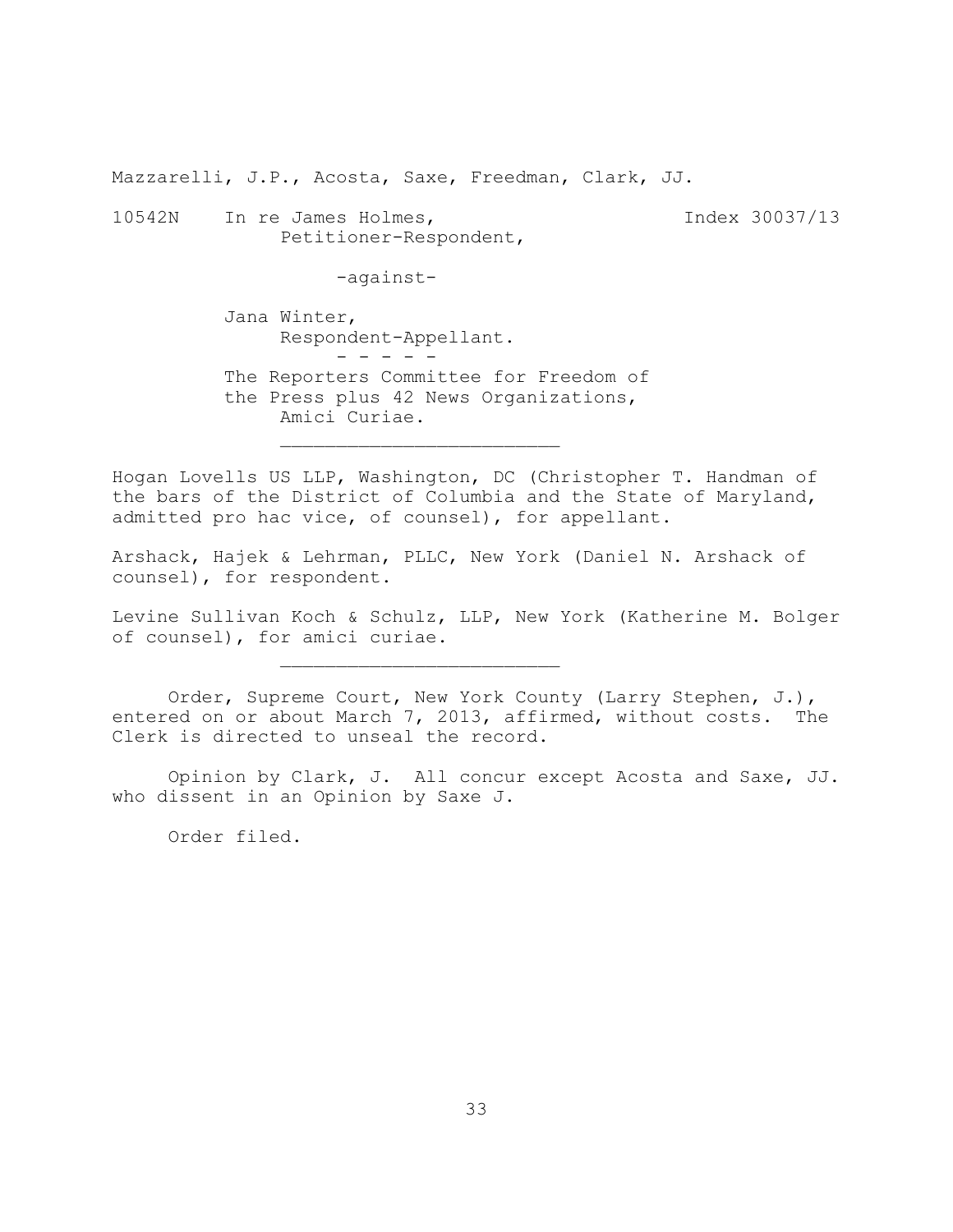Mazzarelli, J.P., Acosta, Saxe, Freedman, Clark, JJ.

10542N In re James Holmes, Index 30037/13
Petitioner-Respondent,

-against-

Jana Winter,
Respondent-Appellant.

- - - - -

The Reporters Committee for Freedom of the Press plus 42 News Organizations,
Amici Curiae.

---

Hogan Lovells US LLP, Washington, DC (Christopher T. Handman of the bars of the District of Columbia and the State of Maryland, admitted pro hac vice, of counsel), for appellant.

Arshack, Hajek & Lehrman, PLLC, New York (Daniel N. Arshack of counsel), for respondent.

Levine Sullivan Koch & Schulz, LLP, New York (Katherine M. Bolger of counsel), for amici curiae.

---

Order, Supreme Court, New York County (Larry Stephen, J.), entered on or about March 7, 2013, affirmed, without costs. The Clerk is directed to unseal the record.

Opinion by Clark, J. All concur except Acosta and Saxe, JJ. who dissent in an Opinion by Saxe J.

Order filed.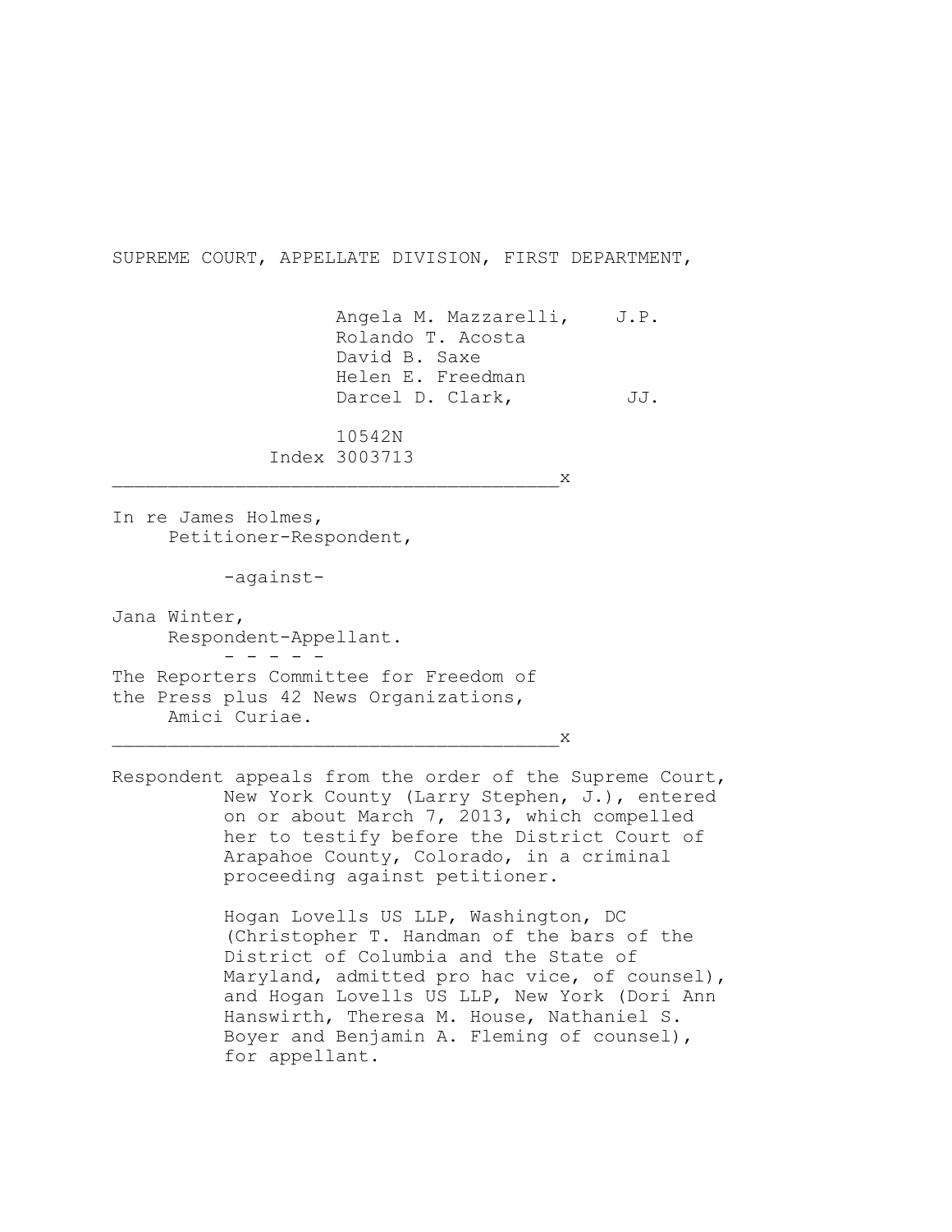SUPREME COURT, APPELLATE DIVISION, FIRST DEPARTMENT,

Angela M. Mazzarelli, J.P.
Rolando T. Acosta
David B. Saxe
Helen E. Freedman
Darcel D. Clark, JJ.

10542N
Index 3003713

---

In re James Holmes,
Petitioner-Respondent,

-against-

Jana Winter,
Respondent-Appellant.

\- - - - -

The Reporters Committee for Freedom of the Press plus 42 News Organizations,
Amici Curiae.

---

Respondent appeals from the order of the Supreme Court, New York County (Larry Stephen, J.), entered on or about March 7, 2013, which compelled her to testify before the District Court of Arapahoe County, Colorado, in a criminal proceeding against petitioner.

Hogan Lovells US LLP, Washington, DC (Christopher T. Handman of the bars of the District of Columbia and the State of Maryland, admitted pro hac vice, of counsel), and Hogan Lovells US LLP, New York (Dori Ann Hanswirth, Theresa M. House, Nathaniel S. Boyer and Benjamin A. Fleming of counsel), for appellant.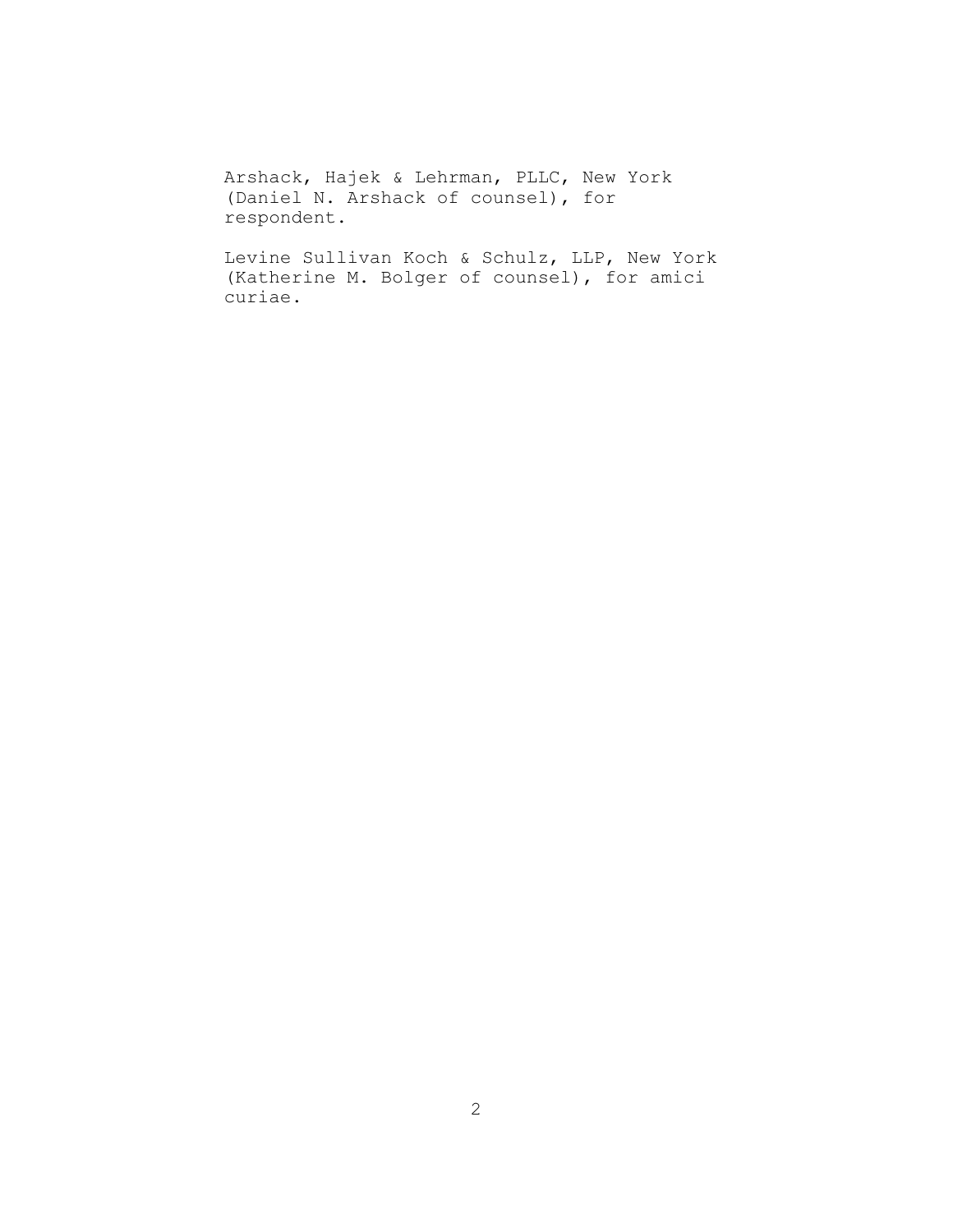Arshack, Hajek & Lehrman, PLLC, New York (Daniel N. Arshack of counsel), for respondent.

Levine Sullivan Koch & Schulz, LLP, New York (Katherine M. Bolger of counsel), for amici curiae.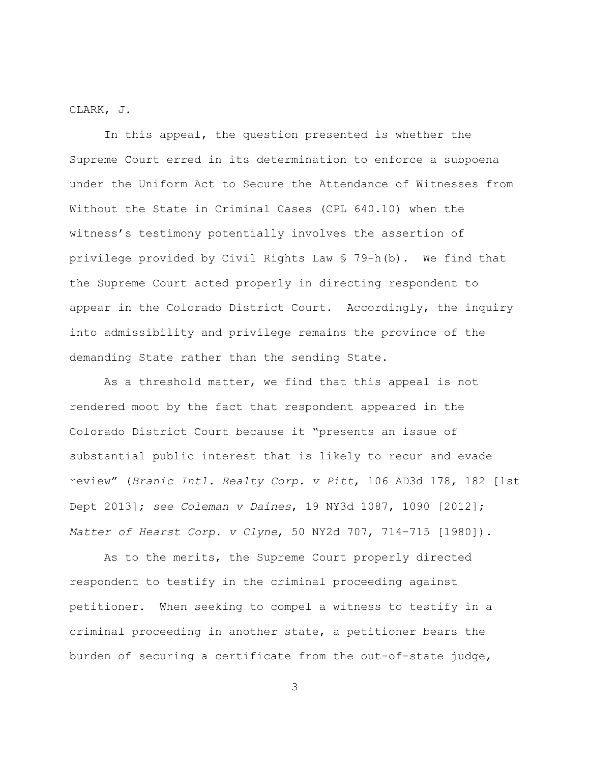CLARK, J.

In this appeal, the question presented is whether the Supreme Court erred in its determination to enforce a subpoena under the Uniform Act to Secure the Attendance of Witnesses from Without the State in Criminal Cases (CPL 640.10) when the witness's testimony potentially involves the assertion of privilege provided by Civil Rights Law § 79-h(b). We find that the Supreme Court acted properly in directing respondent to appear in the Colorado District Court. Accordingly, the inquiry into admissibility and privilege remains the province of the demanding State rather than the sending State.

As a threshold matter, we find that this appeal is not rendered moot by the fact that respondent appeared in the Colorado District Court because it "presents an issue of substantial public interest that is likely to recur and evade review" (*Branic Intl. Realty Corp. v Pitt*, 106 AD3d 178, 182 [1st Dept 2013]; *see Coleman v Daines*, 19 NY3d 1087, 1090 [2012]; *Matter of Hearst Corp. v Clyne*, 50 NY2d 707, 714-715 [1980]).

As to the merits, the Supreme Court properly directed respondent to testify in the criminal proceeding against petitioner. When seeking to compel a witness to testify in a criminal proceeding in another state, a petitioner bears the burden of securing a certificate from the out-of-state judge,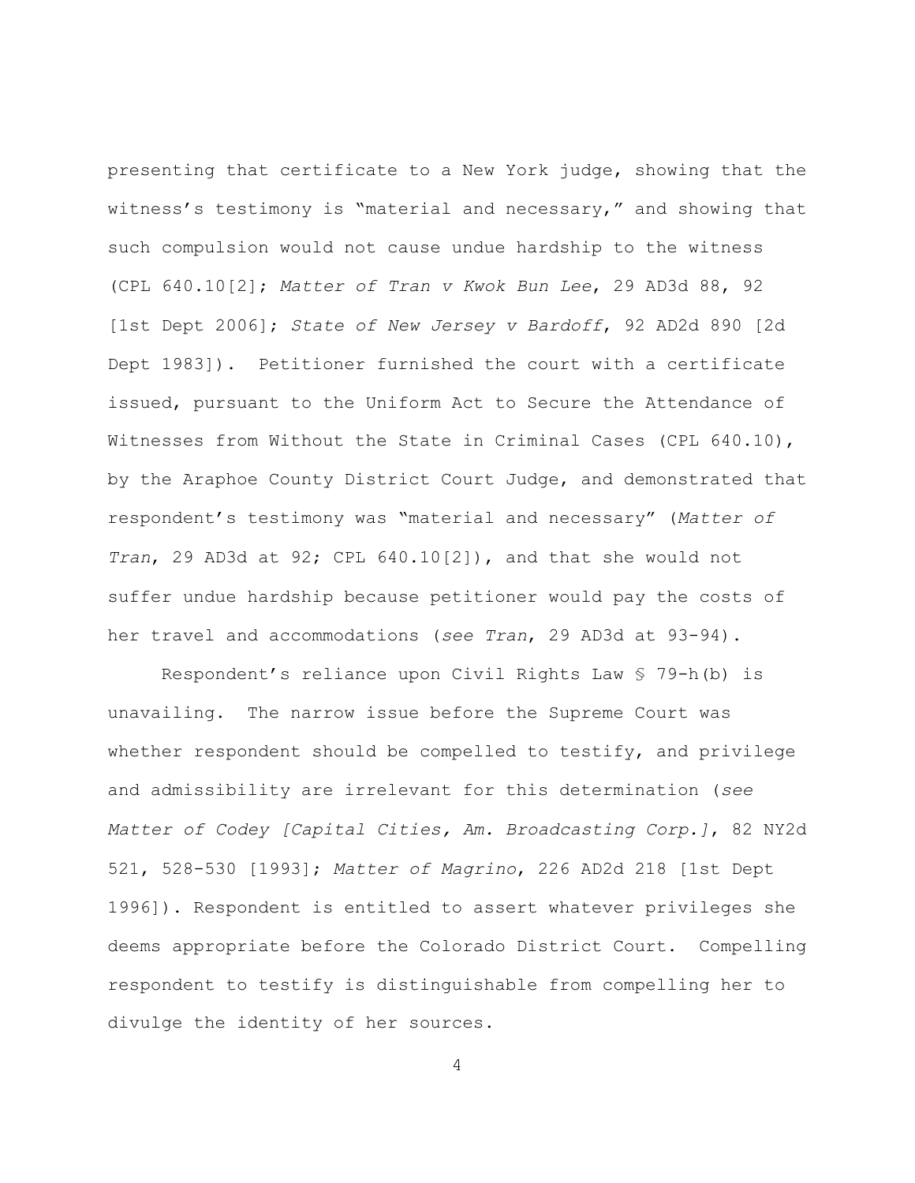presenting that certificate to a New York judge, showing that the witness's testimony is "material and necessary," and showing that such compulsion would not cause undue hardship to the witness (CPL 640.10[2]; *Matter of Tran v Kwok Bun Lee*, 29 AD3d 88, 92 [1st Dept 2006]; *State of New Jersey v Bardoff*, 92 AD2d 890 [2d Dept 1983]). Petitioner furnished the court with a certificate issued, pursuant to the Uniform Act to Secure the Attendance of Witnesses from Without the State in Criminal Cases (CPL 640.10), by the Araphoe County District Court Judge, and demonstrated that respondent's testimony was "material and necessary" (*Matter of Tran*, 29 AD3d at 92; CPL 640.10[2]), and that she would not suffer undue hardship because petitioner would pay the costs of her travel and accommodations (*see Tran*, 29 AD3d at 93-94).

Respondent's reliance upon Civil Rights Law § 79-h(b) is unavailing. The narrow issue before the Supreme Court was whether respondent should be compelled to testify, and privilege and admissibility are irrelevant for this determination (*see Matter of Codey [Capital Cities, Am. Broadcasting Corp.]*, 82 NY2d 521, 528-530 [1993]; *Matter of Magrino*, 226 AD2d 218 [1st Dept 1996]). Respondent is entitled to assert whatever privileges she deems appropriate before the Colorado District Court. Compelling respondent to testify is distinguishable from compelling her to divulge the identity of her sources.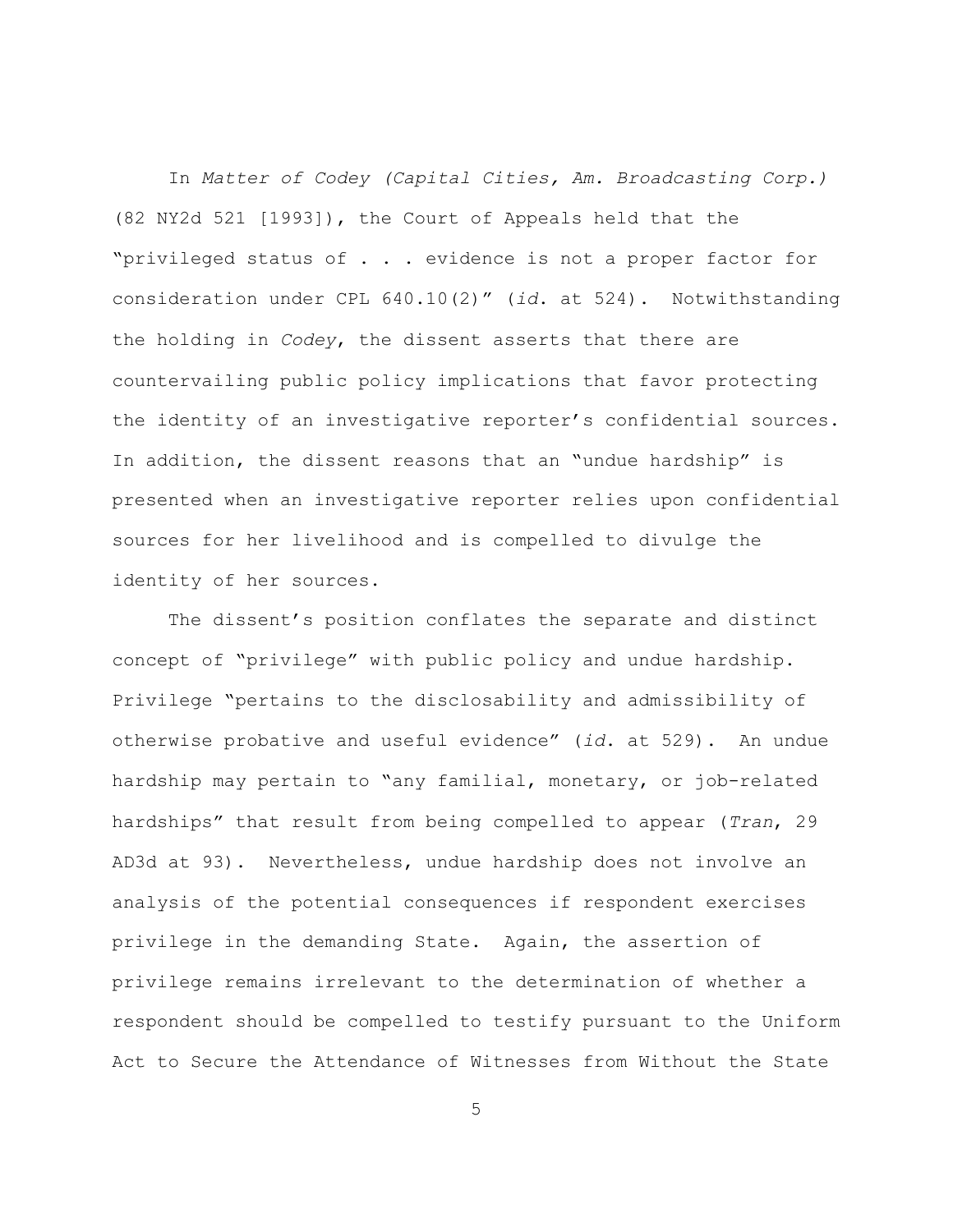In *Matter of Codey (Capital Cities, Am. Broadcasting Corp.)* (82 NY2d 521 [1993]), the Court of Appeals held that the "privileged status of . . . evidence is not a proper factor for consideration under CPL 640.10(2)" (*id.* at 524). Notwithstanding the holding in *Codey*, the dissent asserts that there are countervailing public policy implications that favor protecting the identity of an investigative reporter's confidential sources. In addition, the dissent reasons that an "undue hardship" is presented when an investigative reporter relies upon confidential sources for her livelihood and is compelled to divulge the identity of her sources.

The dissent's position conflates the separate and distinct concept of "privilege" with public policy and undue hardship. Privilege "pertains to the disclosability and admissibility of otherwise probative and useful evidence" (*id.* at 529). An undue hardship may pertain to "any familial, monetary, or job-related hardships" that result from being compelled to appear (*Tran*, 29 AD3d at 93). Nevertheless, undue hardship does not involve an analysis of the potential consequences if respondent exercises privilege in the demanding State. Again, the assertion of privilege remains irrelevant to the determination of whether a respondent should be compelled to testify pursuant to the Uniform Act to Secure the Attendance of Witnesses from Without the State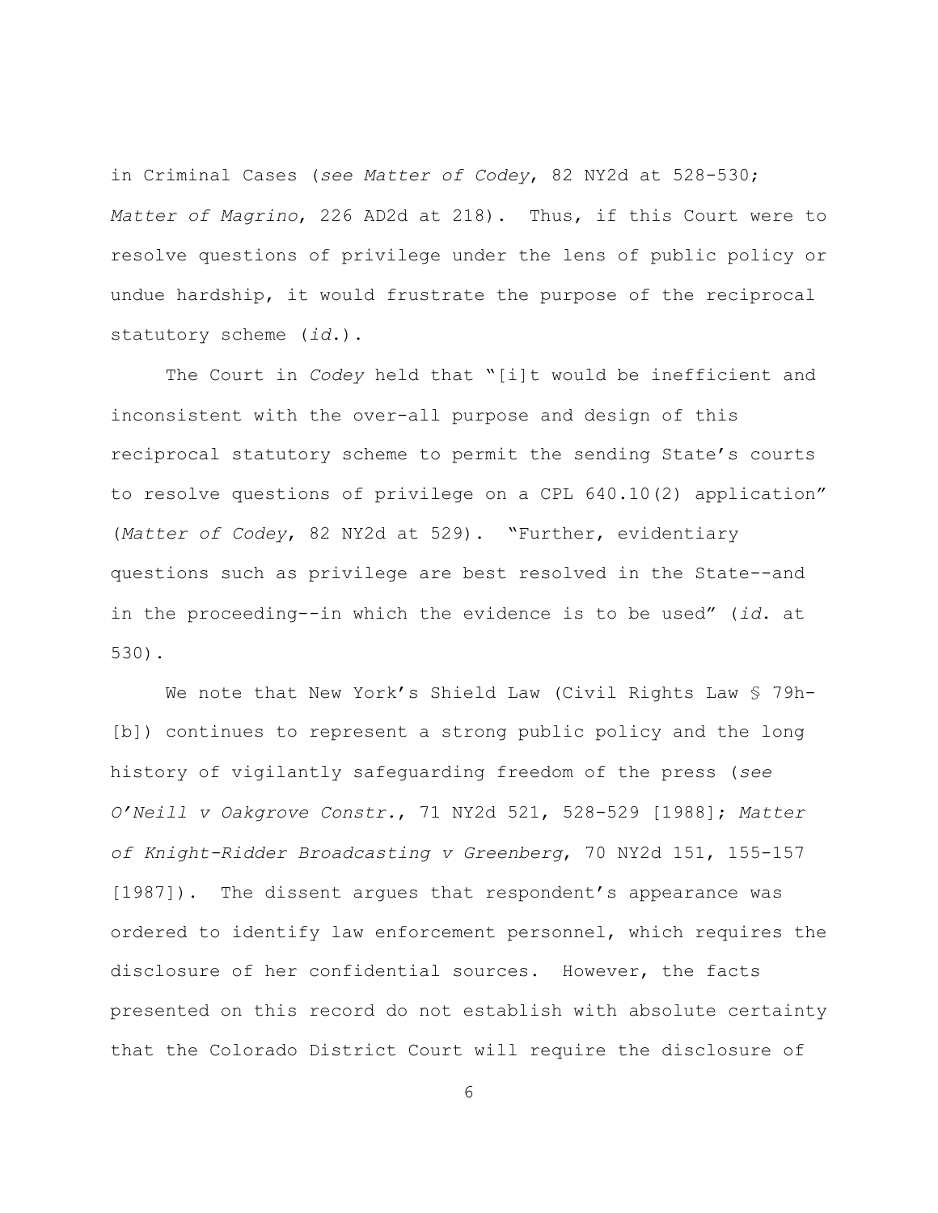in Criminal Cases (*see Matter of Codey*, 82 NY2d at 528-530; *Matter of Magrino*, 226 AD2d at 218). Thus, if this Court were to resolve questions of privilege under the lens of public policy or undue hardship, it would frustrate the purpose of the reciprocal statutory scheme (*id.*).

The Court in *Codey* held that "[i]t would be inefficient and inconsistent with the over-all purpose and design of this reciprocal statutory scheme to permit the sending State's courts to resolve questions of privilege on a CPL 640.10(2) application" (*Matter of Codey*, 82 NY2d at 529). "Further, evidentiary questions such as privilege are best resolved in the State--and in the proceeding--in which the evidence is to be used" (*id.* at 530).

We note that New York's Shield Law (Civil Rights Law § 79h-[b]) continues to represent a strong public policy and the long history of vigilantly safeguarding freedom of the press (*see O'Neill v Oakgrove Constr.*, 71 NY2d 521, 528-529 [1988]; *Matter of Knight-Ridder Broadcasting v Greenberg*, 70 NY2d 151, 155-157 [1987]). The dissent argues that respondent's appearance was ordered to identify law enforcement personnel, which requires the disclosure of her confidential sources. However, the facts presented on this record do not establish with absolute certainty that the Colorado District Court will require the disclosure of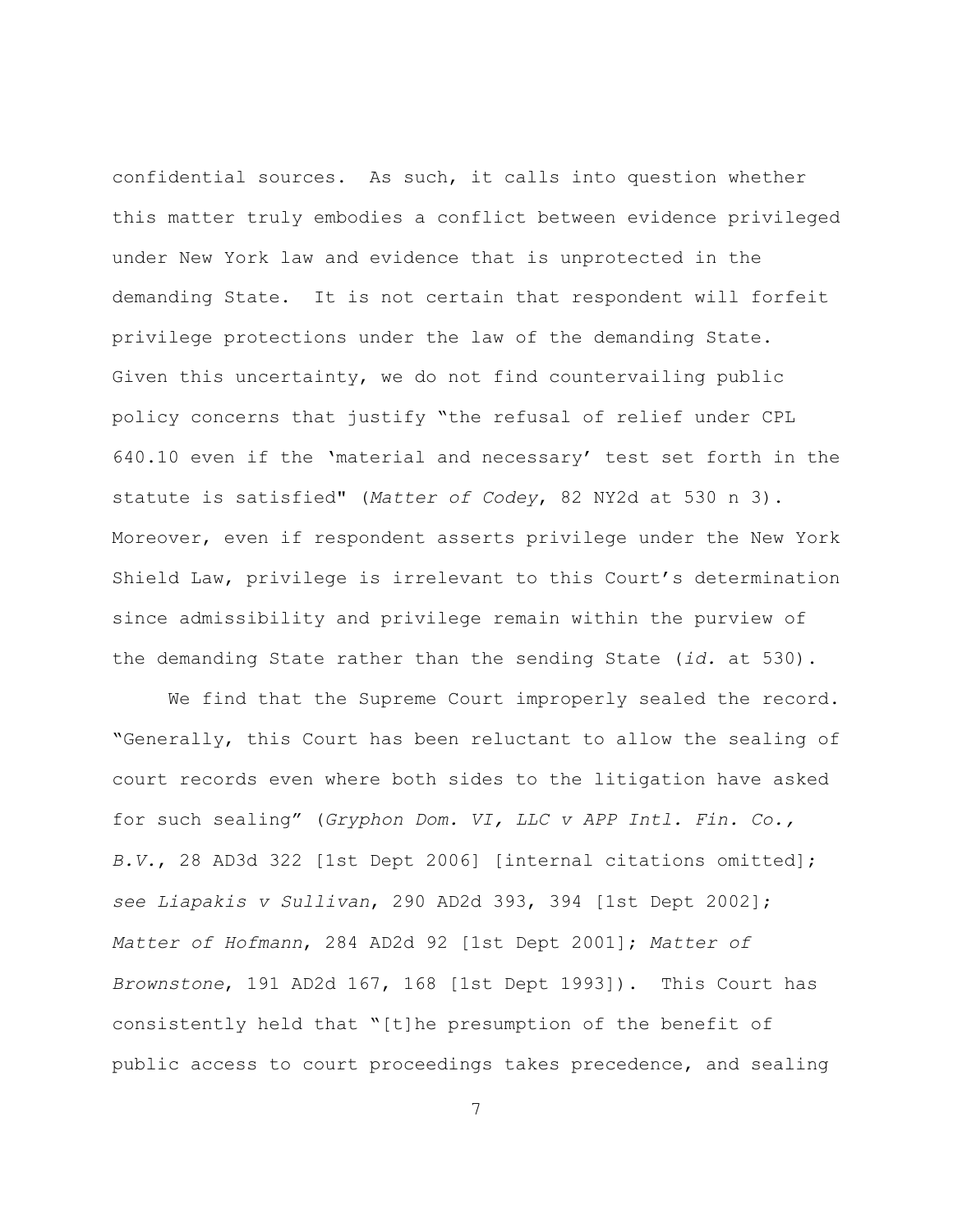confidential sources. As such, it calls into question whether this matter truly embodies a conflict between evidence privileged under New York law and evidence that is unprotected in the demanding State. It is not certain that respondent will forfeit privilege protections under the law of the demanding State. Given this uncertainty, we do not find countervailing public policy concerns that justify "the refusal of relief under CPL 640.10 even if the 'material and necessary' test set forth in the statute is satisfied" (*Matter of Codey*, 82 NY2d at 530 n 3). Moreover, even if respondent asserts privilege under the New York Shield Law, privilege is irrelevant to this Court's determination since admissibility and privilege remain within the purview of the demanding State rather than the sending State (*id.* at 530).

We find that the Supreme Court improperly sealed the record. "Generally, this Court has been reluctant to allow the sealing of court records even where both sides to the litigation have asked for such sealing" (*Gryphon Dom. VI, LLC v APP Intl. Fin. Co., B.V.*, 28 AD3d 322 [1st Dept 2006] [internal citations omitted]; *see Liapakis v Sullivan*, 290 AD2d 393, 394 [1st Dept 2002]; *Matter of Hofmann*, 284 AD2d 92 [1st Dept 2001]; *Matter of Brownstone*, 191 AD2d 167, 168 [1st Dept 1993]). This Court has consistently held that "[t]he presumption of the benefit of public access to court proceedings takes precedence, and sealing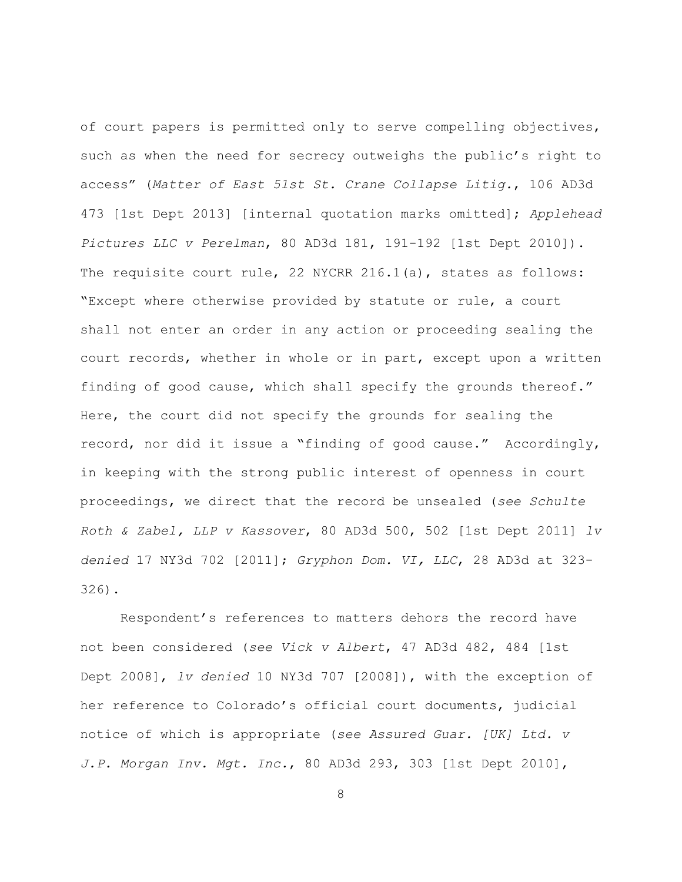of court papers is permitted only to serve compelling objectives, such as when the need for secrecy outweighs the public's right to access" (*Matter of East 51st St. Crane Collapse Litig.*, 106 AD3d 473 [1st Dept 2013] [internal quotation marks omitted]; *Applehead Pictures LLC v Perelman*, 80 AD3d 181, 191-192 [1st Dept 2010]). The requisite court rule, 22 NYCRR 216.1(a), states as follows: "Except where otherwise provided by statute or rule, a court shall not enter an order in any action or proceeding sealing the court records, whether in whole or in part, except upon a written finding of good cause, which shall specify the grounds thereof." Here, the court did not specify the grounds for sealing the record, nor did it issue a "finding of good cause." Accordingly, in keeping with the strong public interest of openness in court proceedings, we direct that the record be unsealed (*see Schulte Roth & Zabel, LLP v Kassover*, 80 AD3d 500, 502 [1st Dept 2011] *lv denied* 17 NY3d 702 [2011]; *Gryphon Dom. VI, LLC*, 28 AD3d at 323-326).

Respondent's references to matters dehors the record have not been considered (*see Vick v Albert*, 47 AD3d 482, 484 [1st Dept 2008], *lv denied* 10 NY3d 707 [2008]), with the exception of her reference to Colorado's official court documents, judicial notice of which is appropriate (*see Assured Guar. [UK] Ltd. v J.P. Morgan Inv. Mgt. Inc.*, 80 AD3d 293, 303 [1st Dept 2010],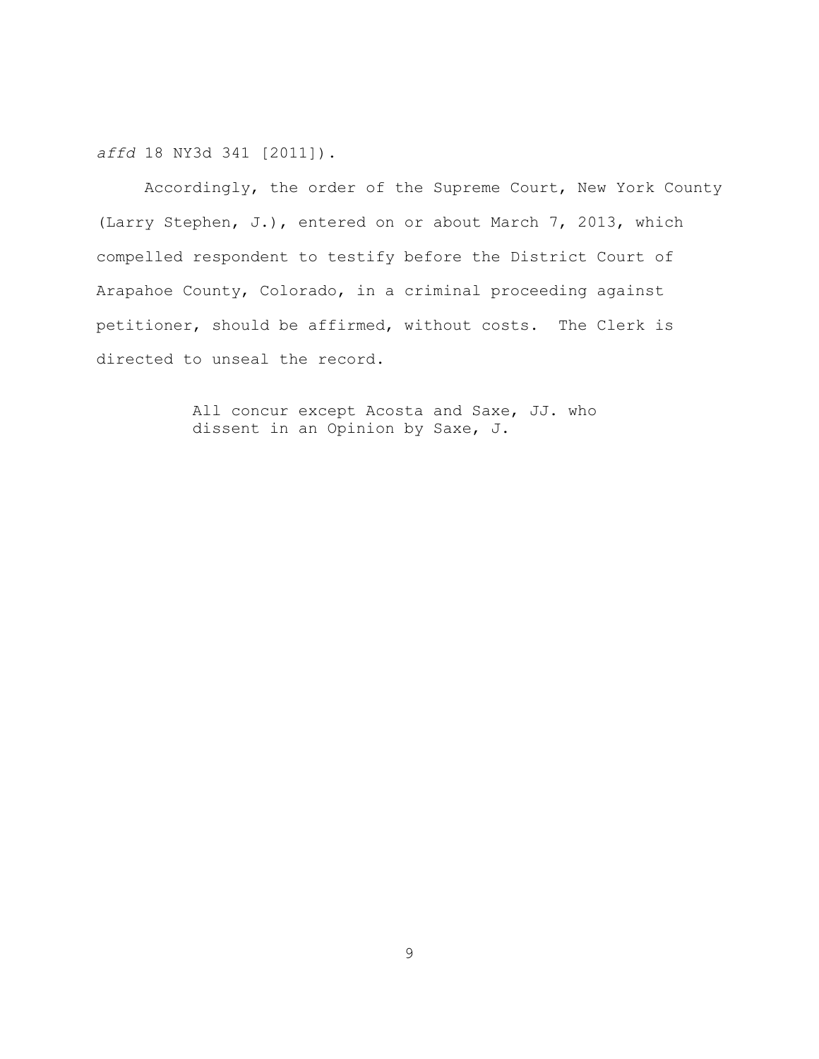*affd* 18 NY3d 341 [2011]).

Accordingly, the order of the Supreme Court, New York County (Larry Stephen, J.), entered on or about March 7, 2013, which compelled respondent to testify before the District Court of Arapahoe County, Colorado, in a criminal proceeding against petitioner, should be affirmed, without costs. The Clerk is directed to unseal the record.

All concur except Acosta and Saxe, JJ. who dissent in an Opinion by Saxe, J.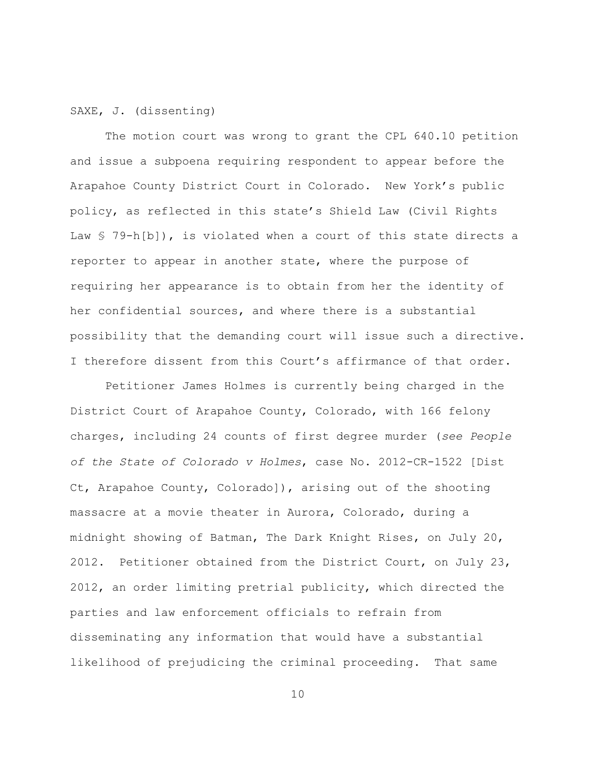SAXE, J. (dissenting)

The motion court was wrong to grant the CPL 640.10 petition and issue a subpoena requiring respondent to appear before the Arapahoe County District Court in Colorado. New York's public policy, as reflected in this state's Shield Law (Civil Rights Law § 79-h[b]), is violated when a court of this state directs a reporter to appear in another state, where the purpose of requiring her appearance is to obtain from her the identity of her confidential sources, and where there is a substantial possibility that the demanding court will issue such a directive. I therefore dissent from this Court's affirmance of that order.

Petitioner James Holmes is currently being charged in the District Court of Arapahoe County, Colorado, with 166 felony charges, including 24 counts of first degree murder (*see People of the State of Colorado v Holmes*, case No. 2012-CR-1522 [Dist Ct, Arapahoe County, Colorado]), arising out of the shooting massacre at a movie theater in Aurora, Colorado, during a midnight showing of Batman, The Dark Knight Rises, on July 20, 2012. Petitioner obtained from the District Court, on July 23, 2012, an order limiting pretrial publicity, which directed the parties and law enforcement officials to refrain from disseminating any information that would have a substantial likelihood of prejudicing the criminal proceeding. That same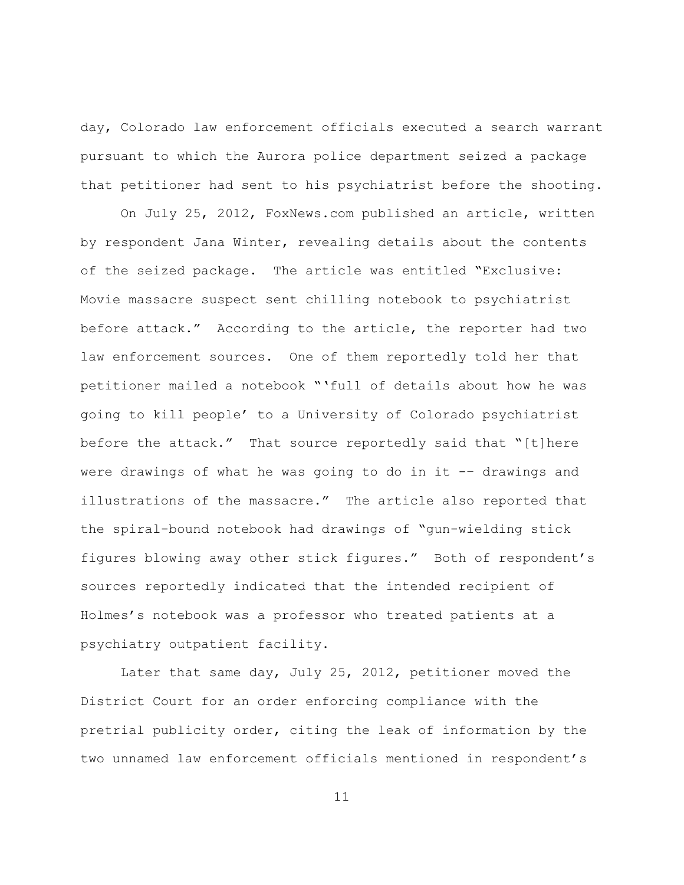day, Colorado law enforcement officials executed a search warrant pursuant to which the Aurora police department seized a package that petitioner had sent to his psychiatrist before the shooting.

On July 25, 2012, FoxNews.com published an article, written by respondent Jana Winter, revealing details about the contents of the seized package. The article was entitled "Exclusive: Movie massacre suspect sent chilling notebook to psychiatrist before attack." According to the article, the reporter had two law enforcement sources. One of them reportedly told her that petitioner mailed a notebook "'full of details about how he was going to kill people' to a University of Colorado psychiatrist before the attack." That source reportedly said that "[t]here were drawings of what he was going to do in it -- drawings and illustrations of the massacre." The article also reported that the spiral-bound notebook had drawings of "gun-wielding stick figures blowing away other stick figures." Both of respondent's sources reportedly indicated that the intended recipient of Holmes's notebook was a professor who treated patients at a psychiatry outpatient facility.

Later that same day, July 25, 2012, petitioner moved the District Court for an order enforcing compliance with the pretrial publicity order, citing the leak of information by the two unnamed law enforcement officials mentioned in respondent's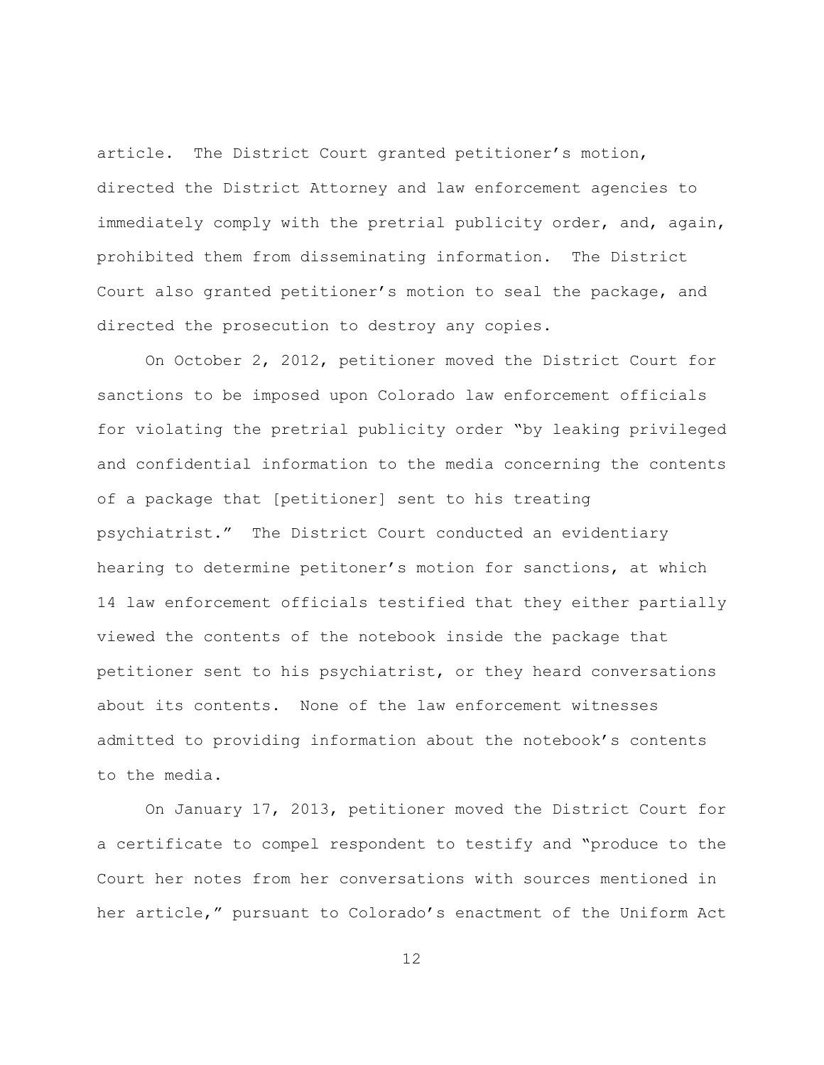article. The District Court granted petitioner's motion, directed the District Attorney and law enforcement agencies to immediately comply with the pretrial publicity order, and, again, prohibited them from disseminating information. The District Court also granted petitioner's motion to seal the package, and directed the prosecution to destroy any copies.

On October 2, 2012, petitioner moved the District Court for sanctions to be imposed upon Colorado law enforcement officials for violating the pretrial publicity order "by leaking privileged and confidential information to the media concerning the contents of a package that [petitioner] sent to his treating psychiatrist." The District Court conducted an evidentiary hearing to determine petitoner's motion for sanctions, at which 14 law enforcement officials testified that they either partially viewed the contents of the notebook inside the package that petitioner sent to his psychiatrist, or they heard conversations about its contents. None of the law enforcement witnesses admitted to providing information about the notebook's contents to the media.

On January 17, 2013, petitioner moved the District Court for a certificate to compel respondent to testify and "produce to the Court her notes from her conversations with sources mentioned in her article," pursuant to Colorado's enactment of the Uniform Act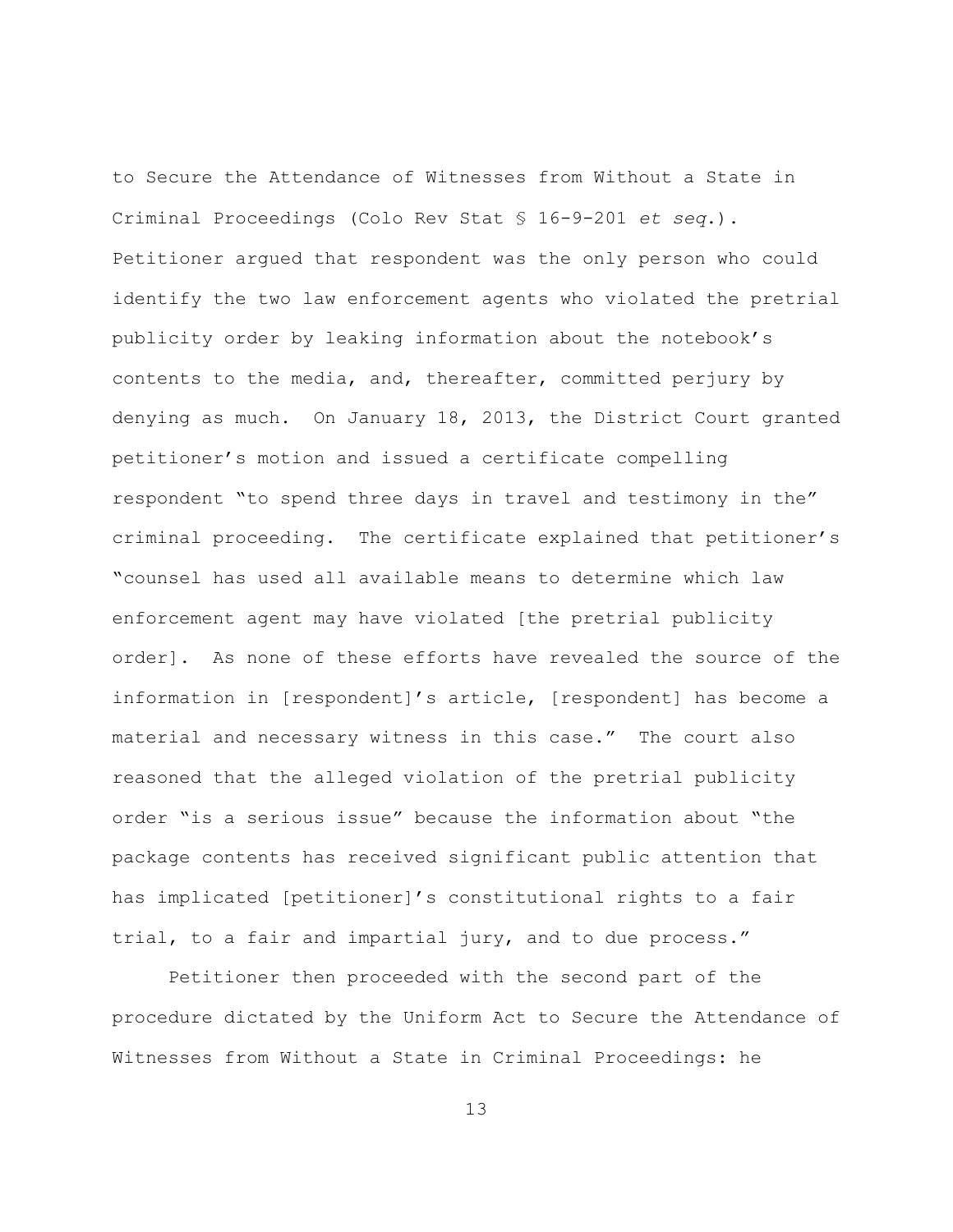to Secure the Attendance of Witnesses from Without a State in Criminal Proceedings (Colo Rev Stat § 16-9-201 *et seq.*). Petitioner argued that respondent was the only person who could identify the two law enforcement agents who violated the pretrial publicity order by leaking information about the notebook's contents to the media, and, thereafter, committed perjury by denying as much. On January 18, 2013, the District Court granted petitioner's motion and issued a certificate compelling respondent "to spend three days in travel and testimony in the" criminal proceeding. The certificate explained that petitioner's "counsel has used all available means to determine which law enforcement agent may have violated [the pretrial publicity order]. As none of these efforts have revealed the source of the information in [respondent]'s article, [respondent] has become a material and necessary witness in this case." The court also reasoned that the alleged violation of the pretrial publicity order "is a serious issue" because the information about "the package contents has received significant public attention that has implicated [petitioner]'s constitutional rights to a fair trial, to a fair and impartial jury, and to due process."

Petitioner then proceeded with the second part of the procedure dictated by the Uniform Act to Secure the Attendance of Witnesses from Without a State in Criminal Proceedings: he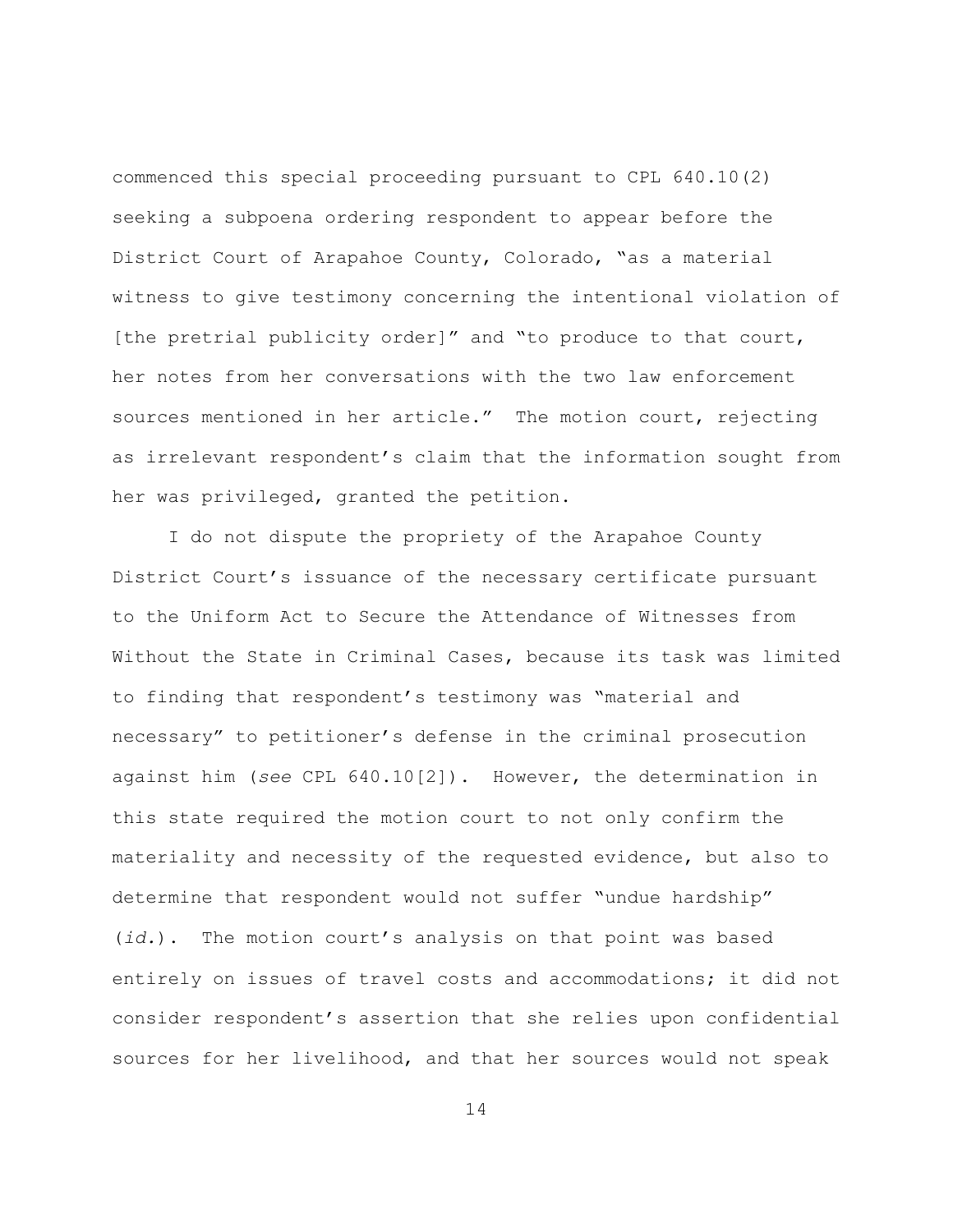commenced this special proceeding pursuant to CPL 640.10(2) seeking a subpoena ordering respondent to appear before the District Court of Arapahoe County, Colorado, "as a material witness to give testimony concerning the intentional violation of [the pretrial publicity order]" and "to produce to that court, her notes from her conversations with the two law enforcement sources mentioned in her article." The motion court, rejecting as irrelevant respondent's claim that the information sought from her was privileged, granted the petition.

I do not dispute the propriety of the Arapahoe County District Court's issuance of the necessary certificate pursuant to the Uniform Act to Secure the Attendance of Witnesses from Without the State in Criminal Cases, because its task was limited to finding that respondent's testimony was "material and necessary" to petitioner's defense in the criminal prosecution against him (*see* CPL 640.10[2]). However, the determination in this state required the motion court to not only confirm the materiality and necessity of the requested evidence, but also to determine that respondent would not suffer "undue hardship" (*id.*). The motion court's analysis on that point was based entirely on issues of travel costs and accommodations; it did not consider respondent's assertion that she relies upon confidential sources for her livelihood, and that her sources would not speak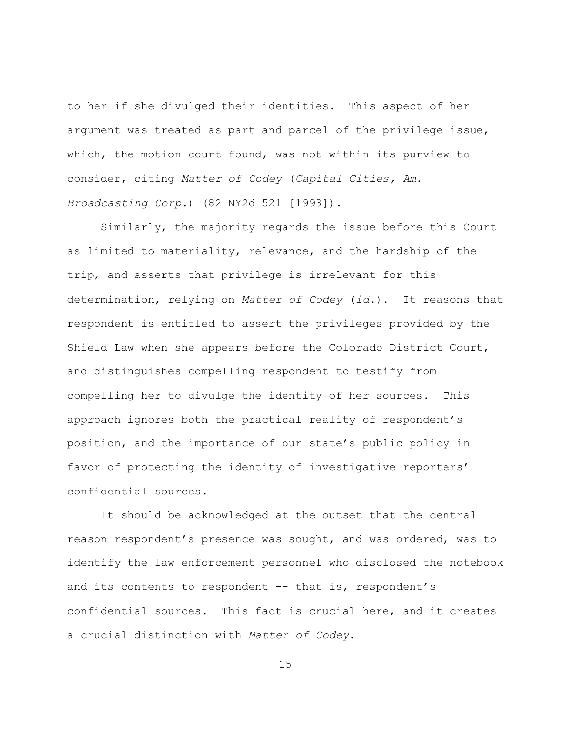to her if she divulged their identities. This aspect of her argument was treated as part and parcel of the privilege issue, which, the motion court found, was not within its purview to consider, citing *Matter of Codey* (*Capital Cities, Am. Broadcasting Corp.*) (82 NY2d 521 [1993]).

Similarly, the majority regards the issue before this Court as limited to materiality, relevance, and the hardship of the trip, and asserts that privilege is irrelevant for this determination, relying on *Matter of Codey* (*id.*). It reasons that respondent is entitled to assert the privileges provided by the Shield Law when she appears before the Colorado District Court, and distinguishes compelling respondent to testify from compelling her to divulge the identity of her sources. This approach ignores both the practical reality of respondent's position, and the importance of our state's public policy in favor of protecting the identity of investigative reporters' confidential sources.

It should be acknowledged at the outset that the central reason respondent's presence was sought, and was ordered, was to identify the law enforcement personnel who disclosed the notebook and its contents to respondent -- that is, respondent's confidential sources. This fact is crucial here, and it creates a crucial distinction with *Matter of Codey.*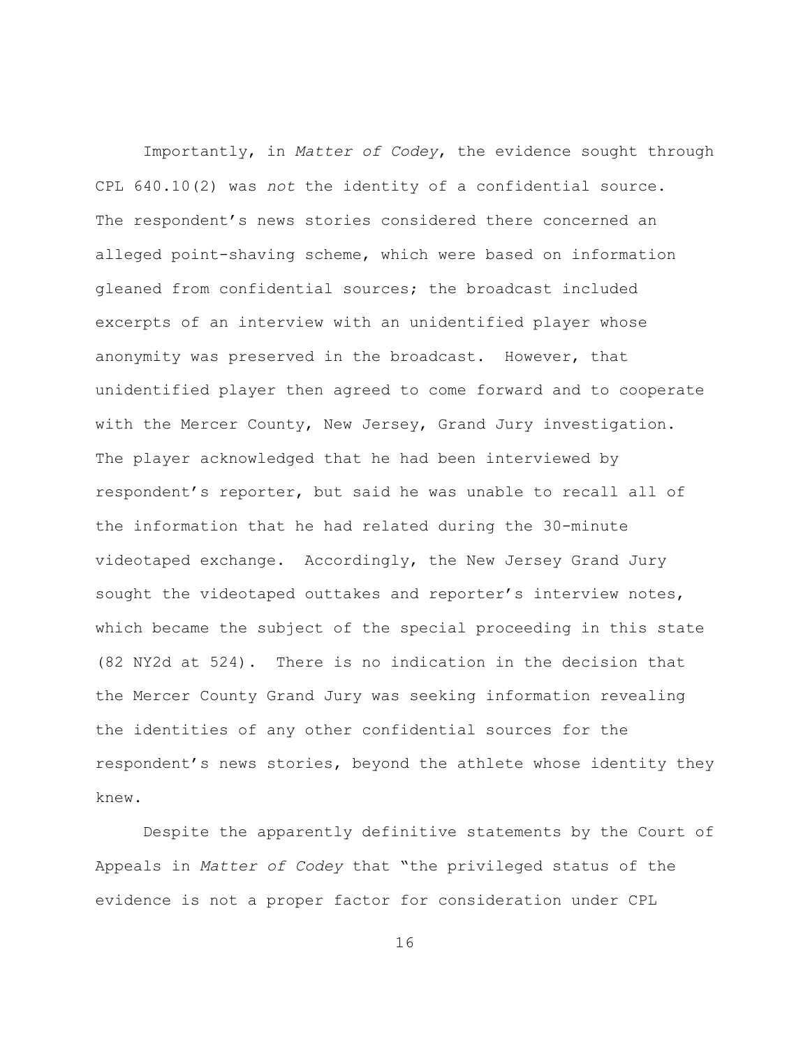Importantly, in *Matter of Codey*, the evidence sought through CPL 640.10(2) was *not* the identity of a confidential source. The respondent's news stories considered there concerned an alleged point-shaving scheme, which were based on information gleaned from confidential sources; the broadcast included excerpts of an interview with an unidentified player whose anonymity was preserved in the broadcast. However, that unidentified player then agreed to come forward and to cooperate with the Mercer County, New Jersey, Grand Jury investigation. The player acknowledged that he had been interviewed by respondent's reporter, but said he was unable to recall all of the information that he had related during the 30-minute videotaped exchange. Accordingly, the New Jersey Grand Jury sought the videotaped outtakes and reporter's interview notes, which became the subject of the special proceeding in this state (82 NY2d at 524). There is no indication in the decision that the Mercer County Grand Jury was seeking information revealing the identities of any other confidential sources for the respondent's news stories, beyond the athlete whose identity they knew.

Despite the apparently definitive statements by the Court of Appeals in *Matter of Codey* that "the privileged status of the evidence is not a proper factor for consideration under CPL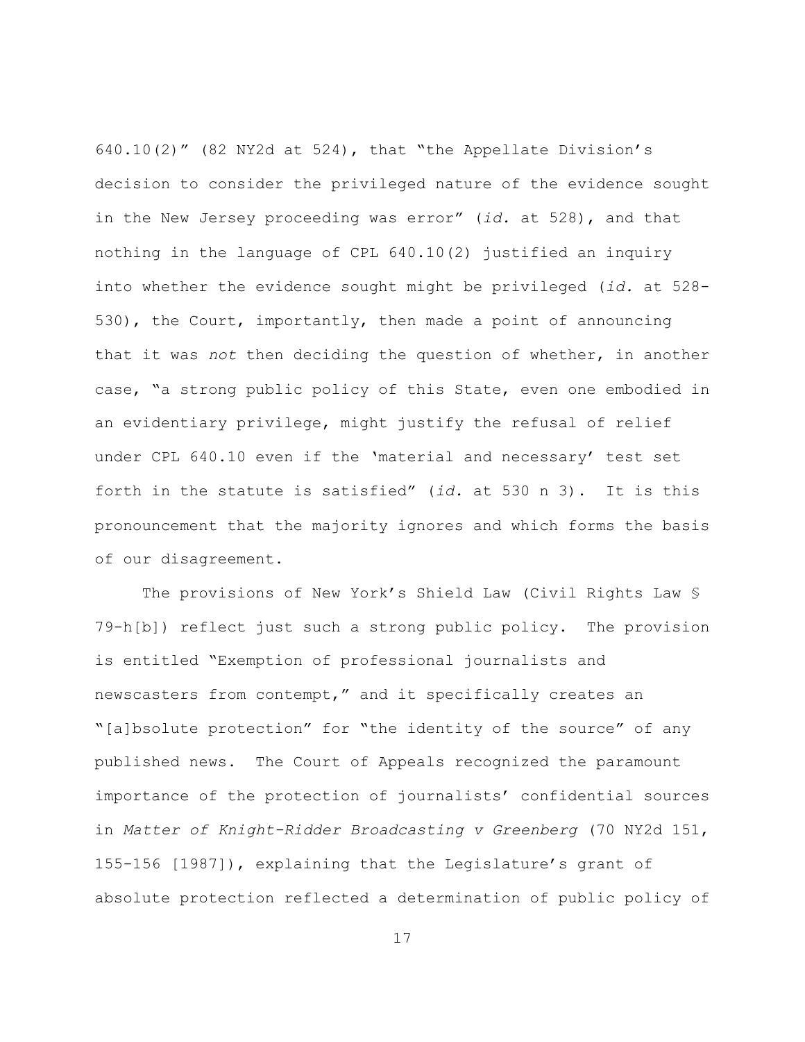640.10(2)" (82 NY2d at 524), that "the Appellate Division's decision to consider the privileged nature of the evidence sought in the New Jersey proceeding was error" (*id.* at 528), and that nothing in the language of CPL 640.10(2) justified an inquiry into whether the evidence sought might be privileged (*id.* at 528-530), the Court, importantly, then made a point of announcing that it was *not* then deciding the question of whether, in another case, "a strong public policy of this State, even one embodied in an evidentiary privilege, might justify the refusal of relief under CPL 640.10 even if the 'material and necessary' test set forth in the statute is satisfied" (*id.* at 530 n 3). It is this pronouncement that the majority ignores and which forms the basis of our disagreement.

The provisions of New York's Shield Law (Civil Rights Law § 79-h[b]) reflect just such a strong public policy. The provision is entitled "Exemption of professional journalists and newscasters from contempt," and it specifically creates an "[a]bsolute protection" for "the identity of the source" of any published news. The Court of Appeals recognized the paramount importance of the protection of journalists' confidential sources in *Matter of Knight-Ridder Broadcasting v Greenberg* (70 NY2d 151, 155-156 [1987]), explaining that the Legislature's grant of absolute protection reflected a determination of public policy of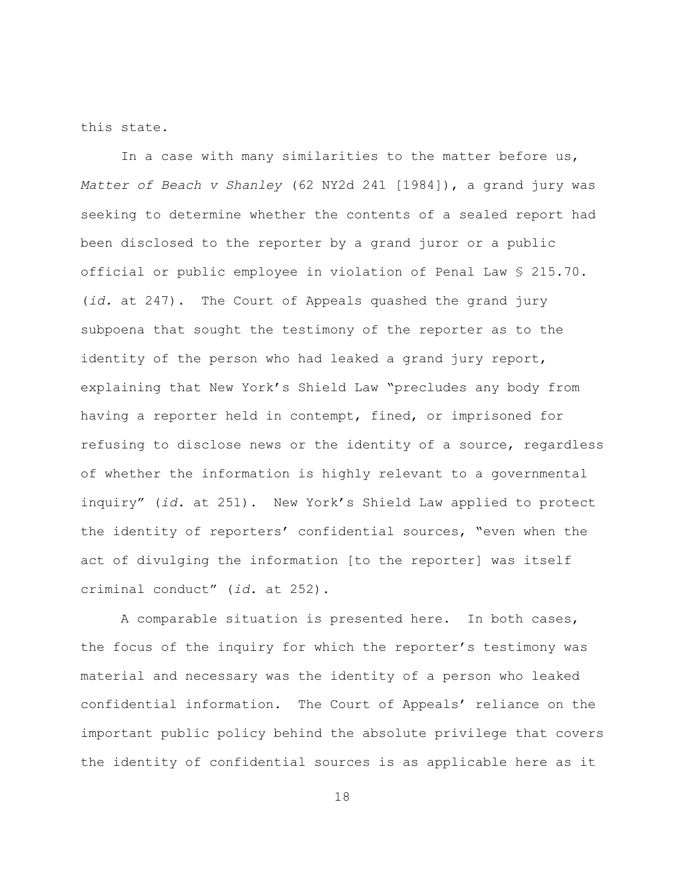this state.

In a case with many similarities to the matter before us, *Matter of Beach v Shanley* (62 NY2d 241 [1984]), a grand jury was seeking to determine whether the contents of a sealed report had been disclosed to the reporter by a grand juror or a public official or public employee in violation of Penal Law § 215.70. (*id.* at 247). The Court of Appeals quashed the grand jury subpoena that sought the testimony of the reporter as to the identity of the person who had leaked a grand jury report, explaining that New York's Shield Law "precludes any body from having a reporter held in contempt, fined, or imprisoned for refusing to disclose news or the identity of a source, regardless of whether the information is highly relevant to a governmental inquiry" (*id.* at 251). New York's Shield Law applied to protect the identity of reporters' confidential sources, "even when the act of divulging the information [to the reporter] was itself criminal conduct" (*id.* at 252).

A comparable situation is presented here. In both cases, the focus of the inquiry for which the reporter's testimony was material and necessary was the identity of a person who leaked confidential information. The Court of Appeals' reliance on the important public policy behind the absolute privilege that covers the identity of confidential sources is as applicable here as it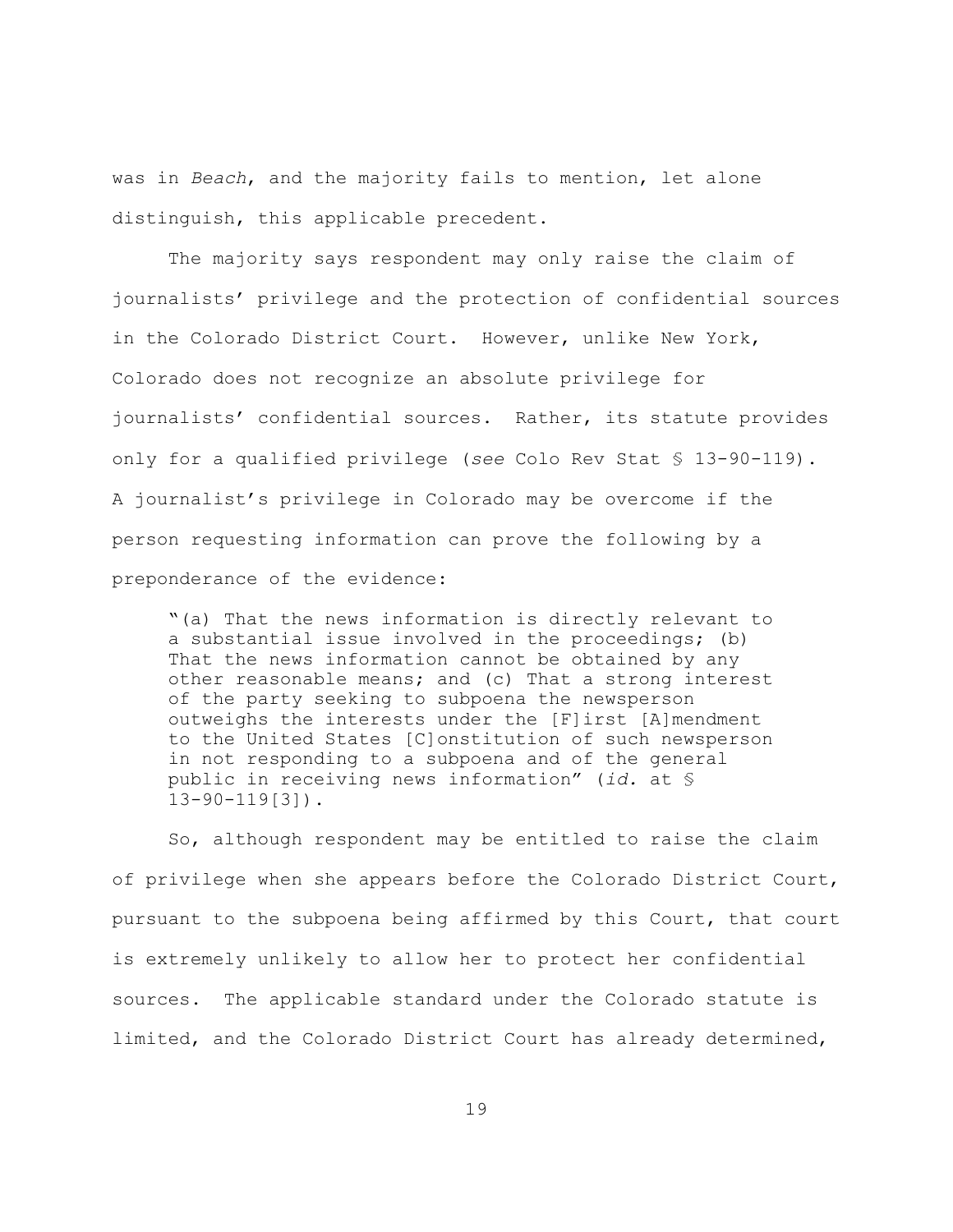was in *Beach*, and the majority fails to mention, let alone distinguish, this applicable precedent.

The majority says respondent may only raise the claim of journalists' privilege and the protection of confidential sources in the Colorado District Court. However, unlike New York, Colorado does not recognize an absolute privilege for journalists' confidential sources. Rather, its statute provides only for a qualified privilege (*see* Colo Rev Stat § 13-90-119). A journalist's privilege in Colorado may be overcome if the person requesting information can prove the following by a preponderance of the evidence:

> "(a) That the news information is directly relevant to a substantial issue involved in the proceedings; (b) That the news information cannot be obtained by any other reasonable means; and (c) That a strong interest of the party seeking to subpoena the newsperson outweighs the interests under the [F]irst [A]mendment to the United States [C]onstitution of such newsperson in not responding to a subpoena and of the general public in receiving news information" (*id.* at § 13-90-119[3]).

So, although respondent may be entitled to raise the claim of privilege when she appears before the Colorado District Court, pursuant to the subpoena being affirmed by this Court, that court is extremely unlikely to allow her to protect her confidential sources. The applicable standard under the Colorado statute is limited, and the Colorado District Court has already determined,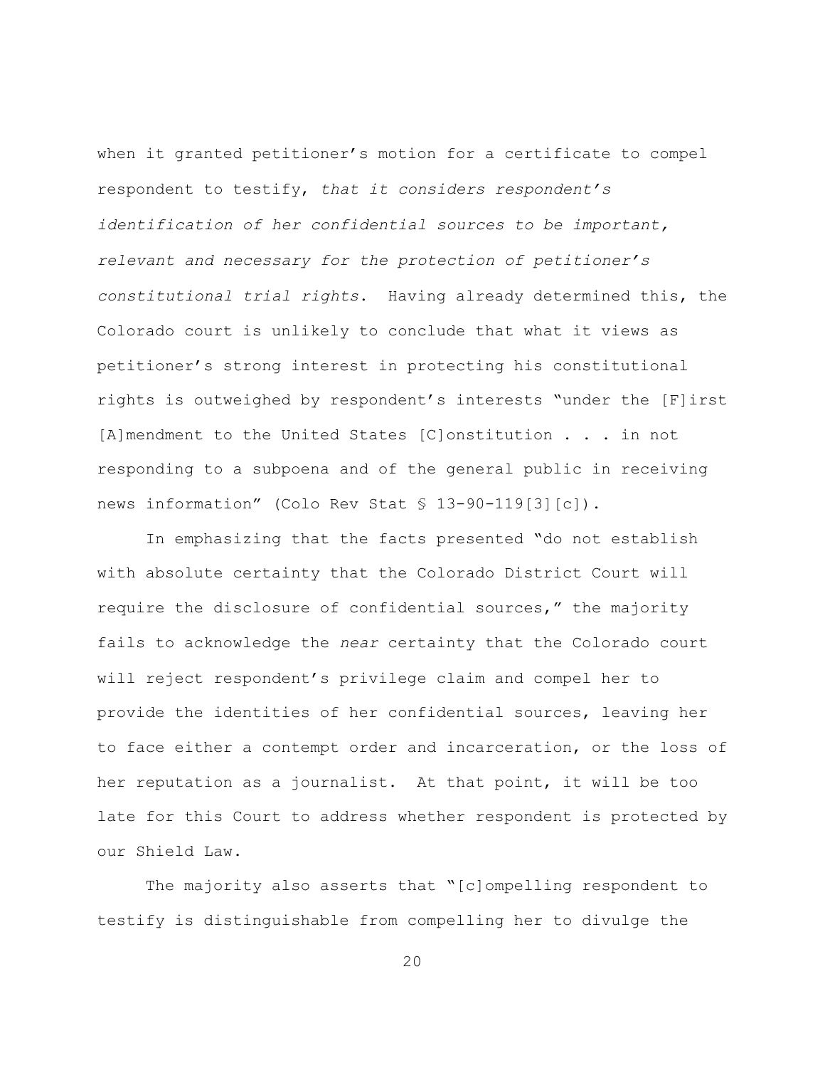when it granted petitioner's motion for a certificate to compel respondent to testify, *that it considers respondent's identification of her confidential sources to be important, relevant and necessary for the protection of petitioner's constitutional trial rights*. Having already determined this, the Colorado court is unlikely to conclude that what it views as petitioner's strong interest in protecting his constitutional rights is outweighed by respondent's interests "under the [F]irst [A]mendment to the United States [C]onstitution . . . in not responding to a subpoena and of the general public in receiving news information" (Colo Rev Stat § 13-90-119[3][c]).

In emphasizing that the facts presented "do not establish with absolute certainty that the Colorado District Court will require the disclosure of confidential sources," the majority fails to acknowledge the *near* certainty that the Colorado court will reject respondent's privilege claim and compel her to provide the identities of her confidential sources, leaving her to face either a contempt order and incarceration, or the loss of her reputation as a journalist. At that point, it will be too late for this Court to address whether respondent is protected by our Shield Law.

The majority also asserts that "[c]ompelling respondent to testify is distinguishable from compelling her to divulge the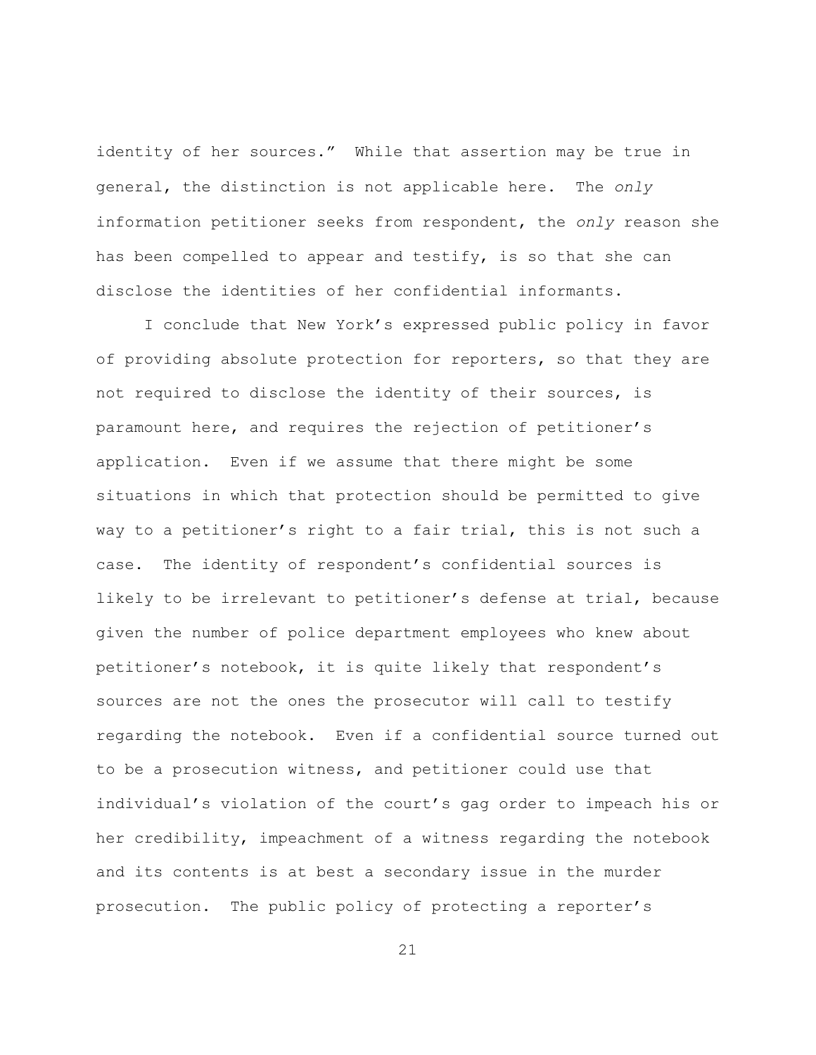identity of her sources." While that assertion may be true in general, the distinction is not applicable here. The *only* information petitioner seeks from respondent, the *only* reason she has been compelled to appear and testify, is so that she can disclose the identities of her confidential informants.

I conclude that New York's expressed public policy in favor of providing absolute protection for reporters, so that they are not required to disclose the identity of their sources, is paramount here, and requires the rejection of petitioner's application. Even if we assume that there might be some situations in which that protection should be permitted to give way to a petitioner's right to a fair trial, this is not such a case. The identity of respondent's confidential sources is likely to be irrelevant to petitioner's defense at trial, because given the number of police department employees who knew about petitioner's notebook, it is quite likely that respondent's sources are not the ones the prosecutor will call to testify regarding the notebook. Even if a confidential source turned out to be a prosecution witness, and petitioner could use that individual's violation of the court's gag order to impeach his or her credibility, impeachment of a witness regarding the notebook and its contents is at best a secondary issue in the murder prosecution. The public policy of protecting a reporter's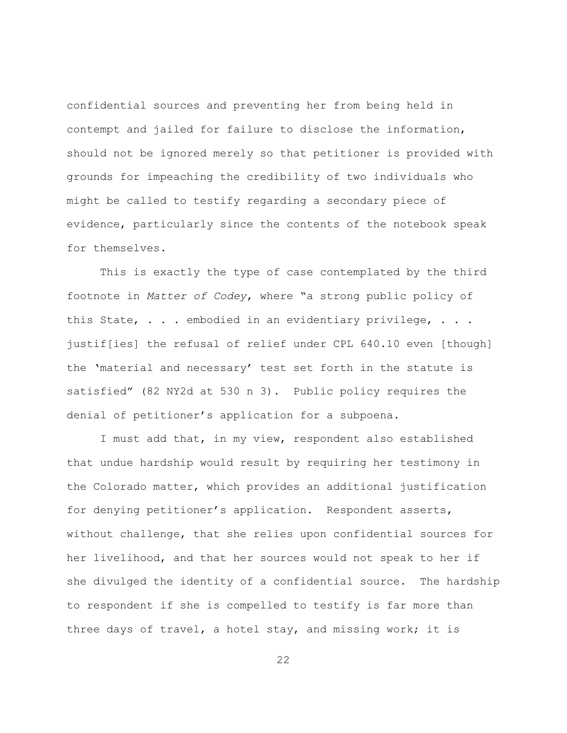confidential sources and preventing her from being held in contempt and jailed for failure to disclose the information, should not be ignored merely so that petitioner is provided with grounds for impeaching the credibility of two individuals who might be called to testify regarding a secondary piece of evidence, particularly since the contents of the notebook speak for themselves.

This is exactly the type of case contemplated by the third footnote in *Matter of Codey*, where "a strong public policy of this State, . . . embodied in an evidentiary privilege, . . . justif[ies] the refusal of relief under CPL 640.10 even [though] the 'material and necessary' test set forth in the statute is satisfied" (82 NY2d at 530 n 3). Public policy requires the denial of petitioner's application for a subpoena.

I must add that, in my view, respondent also established that undue hardship would result by requiring her testimony in the Colorado matter, which provides an additional justification for denying petitioner's application. Respondent asserts, without challenge, that she relies upon confidential sources for her livelihood, and that her sources would not speak to her if she divulged the identity of a confidential source. The hardship to respondent if she is compelled to testify is far more than three days of travel, a hotel stay, and missing work; it is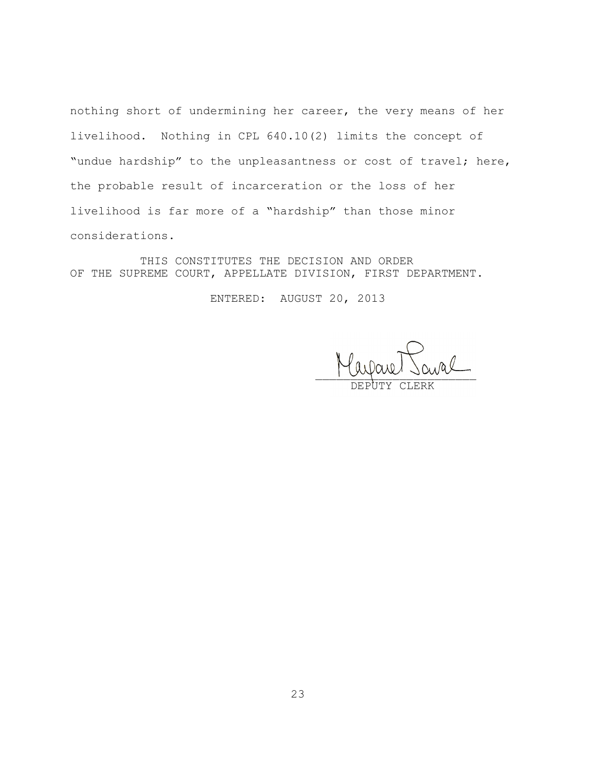nothing short of undermining her career, the very means of her livelihood. Nothing in CPL 640.10(2) limits the concept of "undue hardship" to the unpleasantness or cost of travel; here, the probable result of incarceration or the loss of her livelihood is far more of a "hardship" than those minor considerations.

THIS CONSTITUTES THE DECISION AND ORDER OF THE SUPREME COURT, APPELLATE DIVISION, FIRST DEPARTMENT.

ENTERED: AUGUST 20, 2013

DEPUTY CLERK